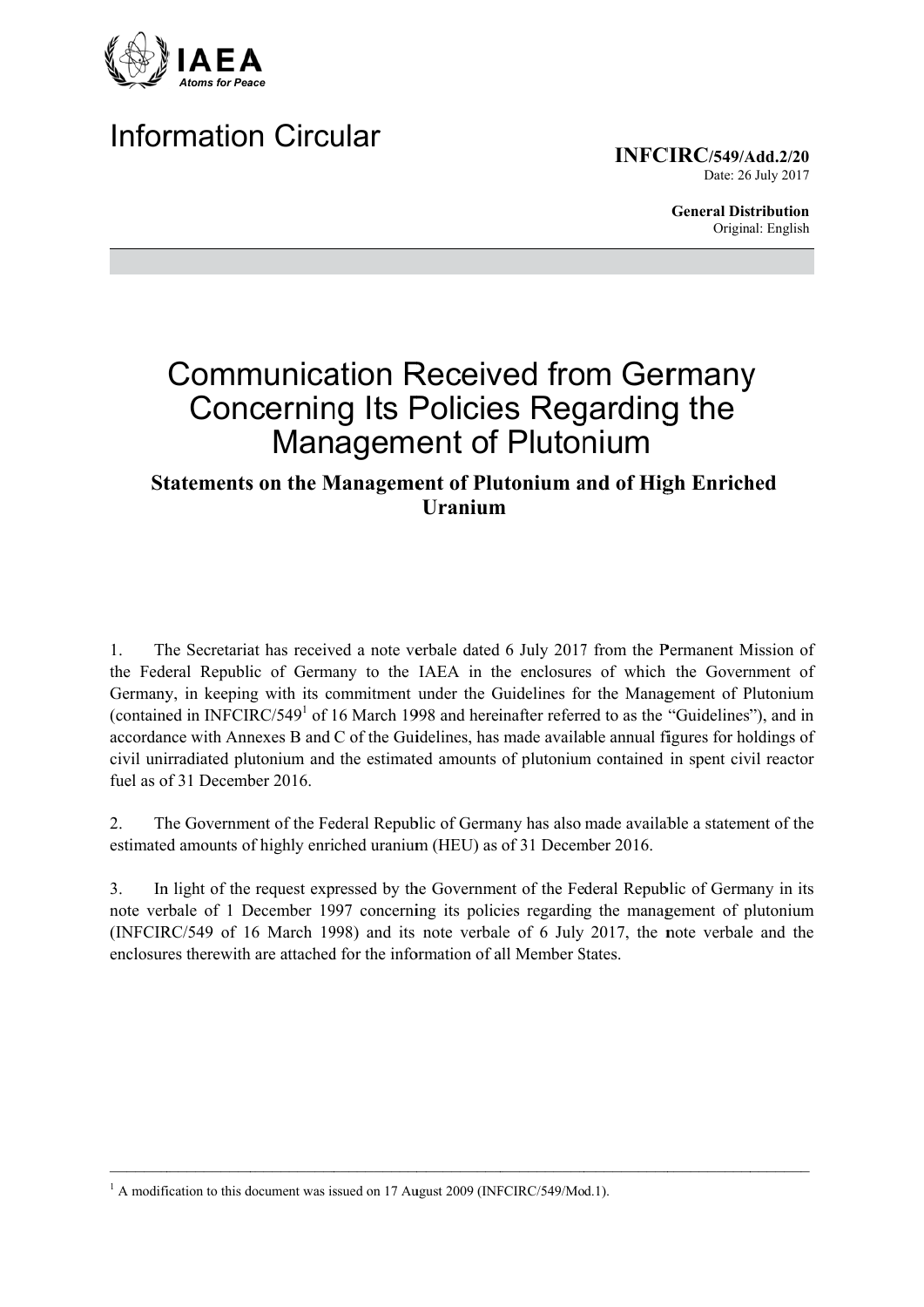IAEA
Atoms for Peace

# Information Circular

**INFCIRC/549/Add.2/20**
Date: 26 July 2017

**General Distribution**
Original: English

# Communication Received from Germany Concerning Its Policies Regarding the Management of Plutonium

## Statements on the Management of Plutonium and of High Enriched Uranium

1. The Secretariat has received a note verbale dated 6 July 2017 from the Permanent Mission of the Federal Republic of Germany to the IAEA in the enclosures of which the Government of Germany, in keeping with its commitment under the Guidelines for the Management of Plutonium (contained in INFCIRC/549[1] of 16 March 1998 and hereinafter referred to as the "Guidelines"), and in accordance with Annexes B and C of the Guidelines, has made available annual figures for holdings of civil unirradiated plutonium and the estimated amounts of plutonium contained in spent civil reactor fuel as of 31 December 2016.

2. The Government of the Federal Republic of Germany has also made available a statement of the estimated amounts of highly enriched uranium (HEU) as of 31 December 2016.

3. In light of the request expressed by the Government of the Federal Republic of Germany in its note verbale of 1 December 1997 concerning its policies regarding the management of plutonium (INFCIRC/549 of 16 March 1998) and its note verbale of 6 July 2017, the note verbale and the enclosures therewith are attached for the information of all Member States.

---

[1] A modification to this document was issued on 17 August 2009 (INFCIRC/549/Mod.1).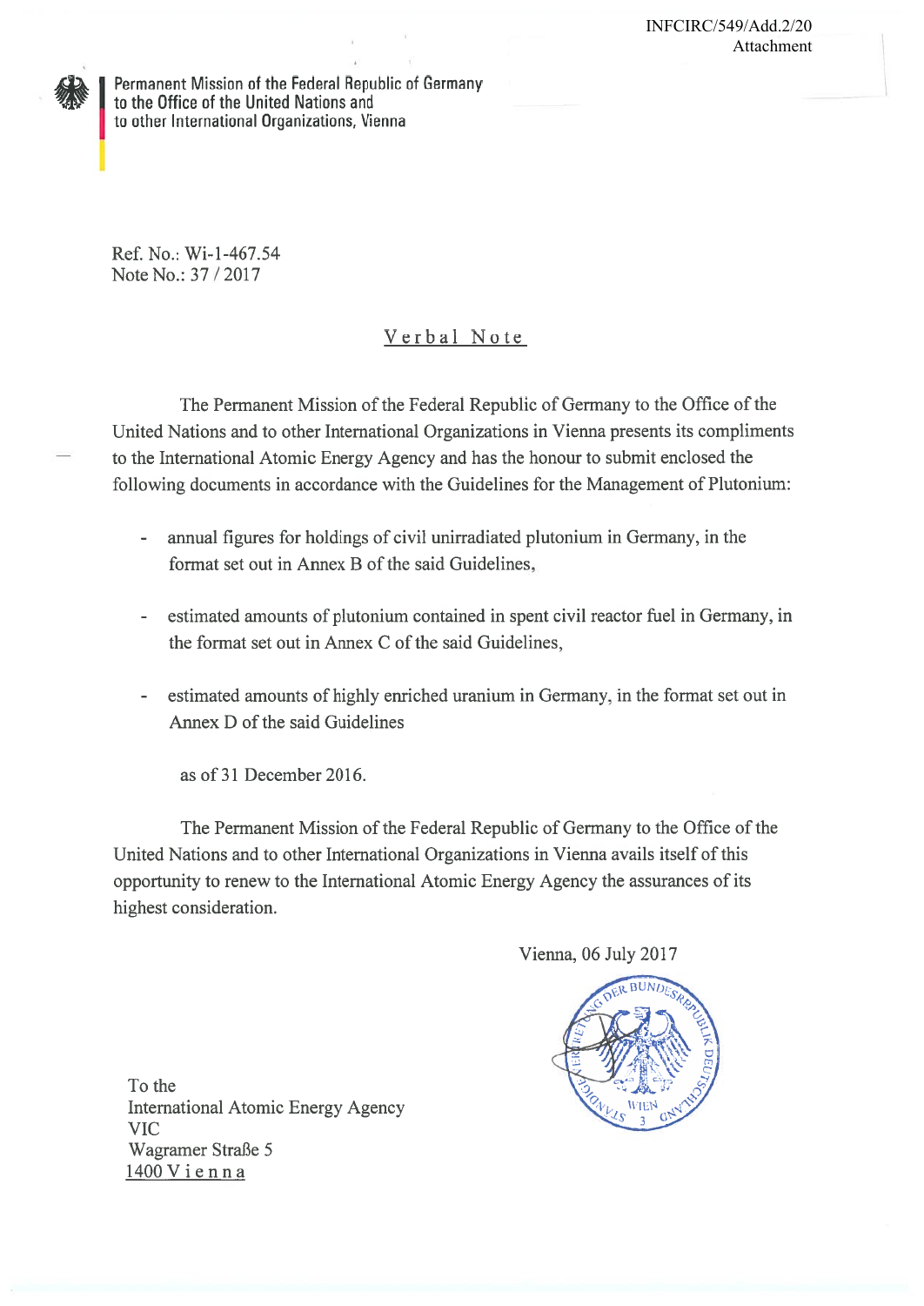INFCIRC/549/Add.2/20
Attachment

Permanent Mission of the Federal Republic of Germany
to the Office of the United Nations and
to other International Organizations, Vienna

Ref. No.: Wi-1-467.54
Note No.: 37 / 2017

## Verbal Note

The Permanent Mission of the Federal Republic of Germany to the Office of the United Nations and to other International Organizations in Vienna presents its compliments to the International Atomic Energy Agency and has the honour to submit enclosed the following documents in accordance with the Guidelines for the Management of Plutonium:

- annual figures for holdings of civil unirradiated plutonium in Germany, in the format set out in Annex B of the said Guidelines,
- estimated amounts of plutonium contained in spent civil reactor fuel in Germany, in the format set out in Annex C of the said Guidelines,
- estimated amounts of highly enriched uranium in Germany, in the format set out in Annex D of the said Guidelines

as of 31 December 2016.

The Permanent Mission of the Federal Republic of Germany to the Office of the United Nations and to other International Organizations in Vienna avails itself of this opportunity to renew to the International Atomic Energy Agency the assurances of its highest consideration.

Vienna, 06 July 2017

To the
International Atomic Energy Agency
VIC
Wagramer Straße 5
1400 Vienna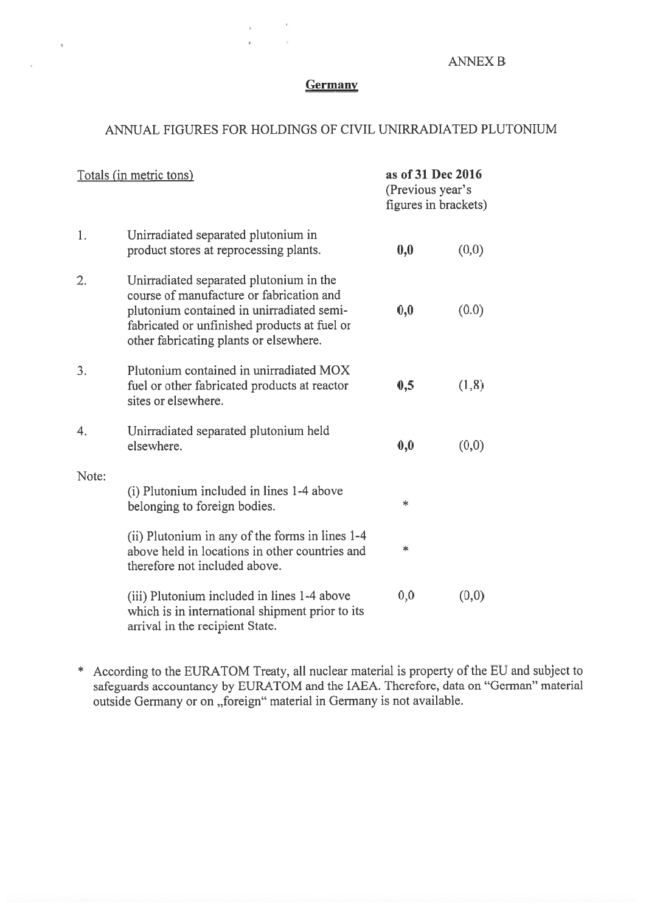ANNEX B

## Germany

### ANNUAL FIGURES FOR HOLDINGS OF CIVIL UNIRRADIATED PLUTONIUM

| Totals (in metric tons) | | as of 31 Dec 2016 (Previous year's figures in brackets) | |
|---|---|---|---|
| 1. | Unirradiated separated plutonium in product stores at reprocessing plants. | **0,0** | (0,0) |
| 2. | Unirradiated separated plutonium in the course of manufacture or fabrication and plutonium contained in unirradiated semi-fabricated or unfinished products at fuel or other fabricating plants or elsewhere. | **0,0** | (0.0) |
| 3. | Plutonium contained in unirradiated MOX fuel or other fabricated products at reactor sites or elsewhere. | **0,5** | (1,8) |
| 4. | Unirradiated separated plutonium held elsewhere. | **0,0** | (0,0) |
| Note: | | | |
| | (i) Plutonium included in lines 1-4 above belonging to foreign bodies. | * | |
| | (ii) Plutonium in any of the forms in lines 1-4 above held in locations in other countries and therefore not included above. | * | |
| | (iii) Plutonium included in lines 1-4 above which is in international shipment prior to its arrival in the recipient State. | 0,0 | (0,0) |

* According to the EURATOM Treaty, all nuclear material is property of the EU and subject to safeguards accountancy by EURATOM and the IAEA. Therefore, data on "German" material outside Germany or on „foreign" material in Germany is not available.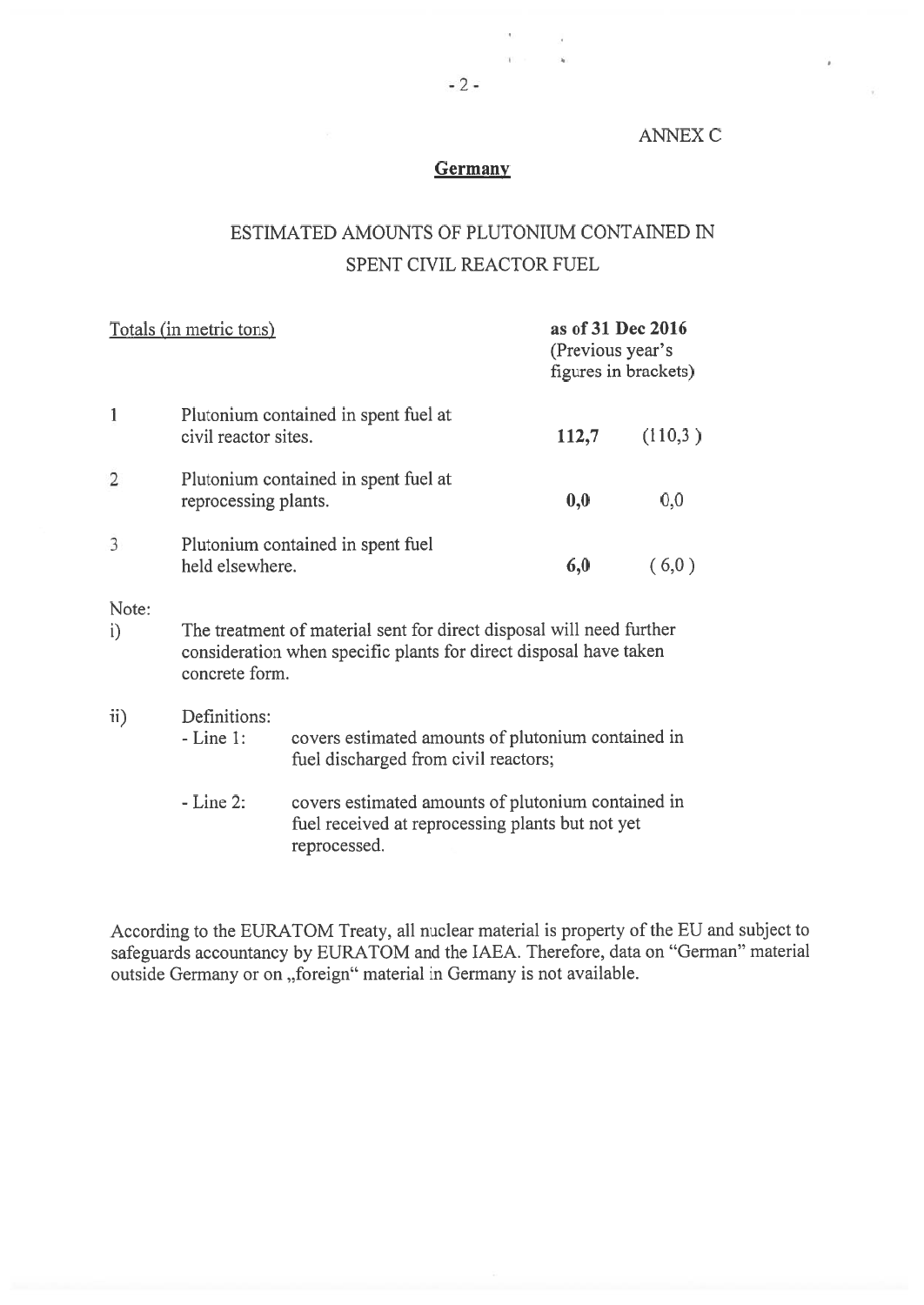ANNEX C

## Germany

# ESTIMATED AMOUNTS OF PLUTONIUM CONTAINED IN SPENT CIVIL REACTOR FUEL

| | Totals (in metric tons) | as of 31 Dec 2016 | (Previous year's figures in brackets) |
|---|---|---|---|
| 1 | Plutonium contained in spent fuel at civil reactor sites. | **112,7** | (110,3 ) |
| 2 | Plutonium contained in spent fuel at reprocessing plants. | **0,0** | 0,0 |
| 3 | Plutonium contained in spent fuel held elsewhere. | **6,0** | ( 6,0 ) |

Note:

i) The treatment of material sent for direct disposal will need further consideration when specific plants for direct disposal have taken concrete form.

ii) Definitions:
- Line 1: covers estimated amounts of plutonium contained in fuel discharged from civil reactors;
- Line 2: covers estimated amounts of plutonium contained in fuel received at reprocessing plants but not yet reprocessed.

According to the EURATOM Treaty, all nuclear material is property of the EU and subject to safeguards accountancy by EURATOM and the IAEA. Therefore, data on "German" material outside Germany or on „foreign" material in Germany is not available.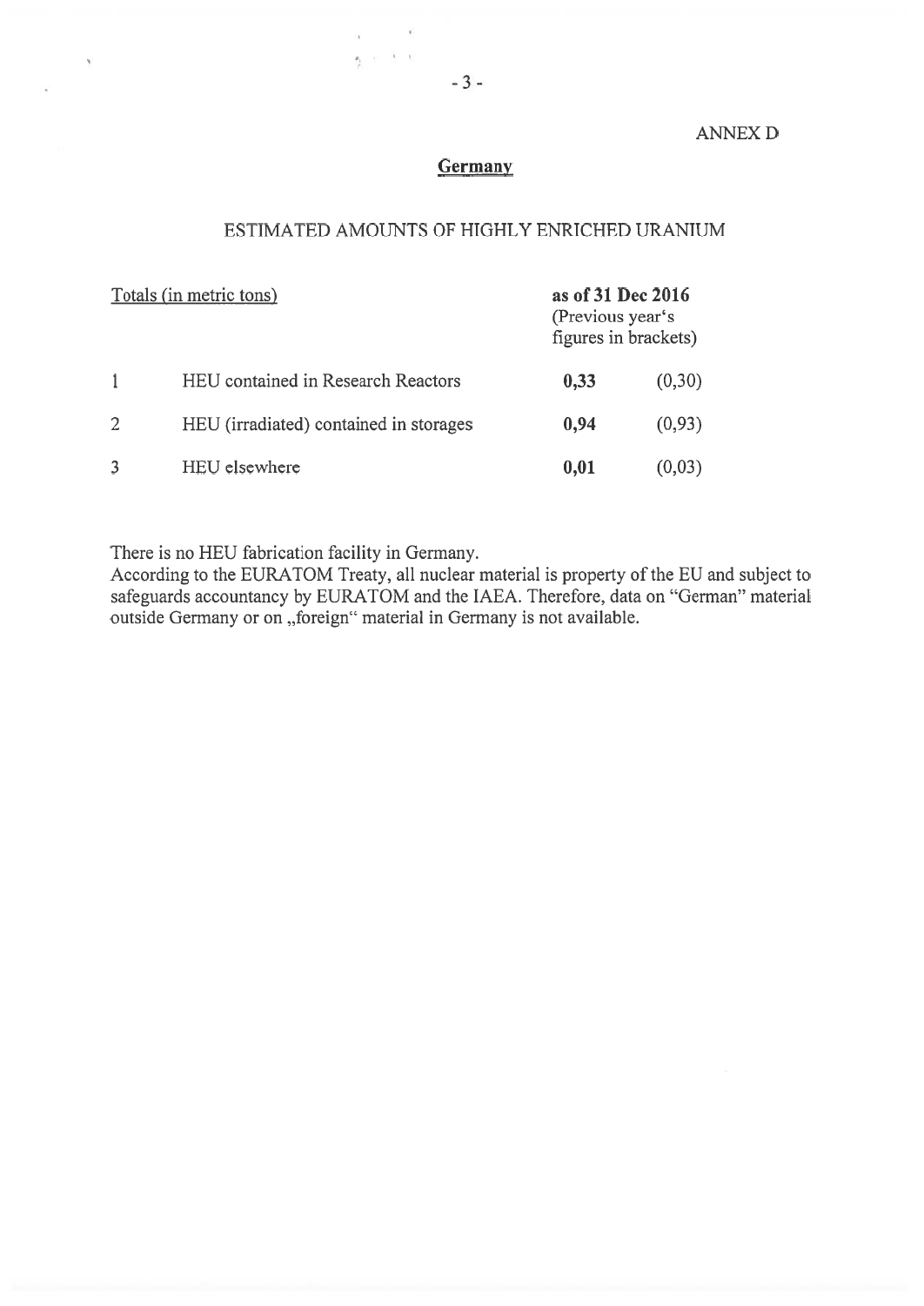ANNEX D

## Germany

### ESTIMATED AMOUNTS OF HIGHLY ENRICHED URANIUM

| Totals (in metric tons) | | as of 31 Dec 2016 | (Previous year's figures in brackets) |
|---|---|---|---|
| 1 | HEU contained in Research Reactors | **0,33** | (0,30) |
| 2 | HEU (irradiated) contained in storages | **0,94** | (0,93) |
| 3 | HEU elsewhere | **0,01** | (0,03) |

There is no HEU fabrication facility in Germany.
According to the EURATOM Treaty, all nuclear material is property of the EU and subject to safeguards accountancy by EURATOM and the IAEA. Therefore, data on "German" material outside Germany or on „foreign" material in Germany is not available.